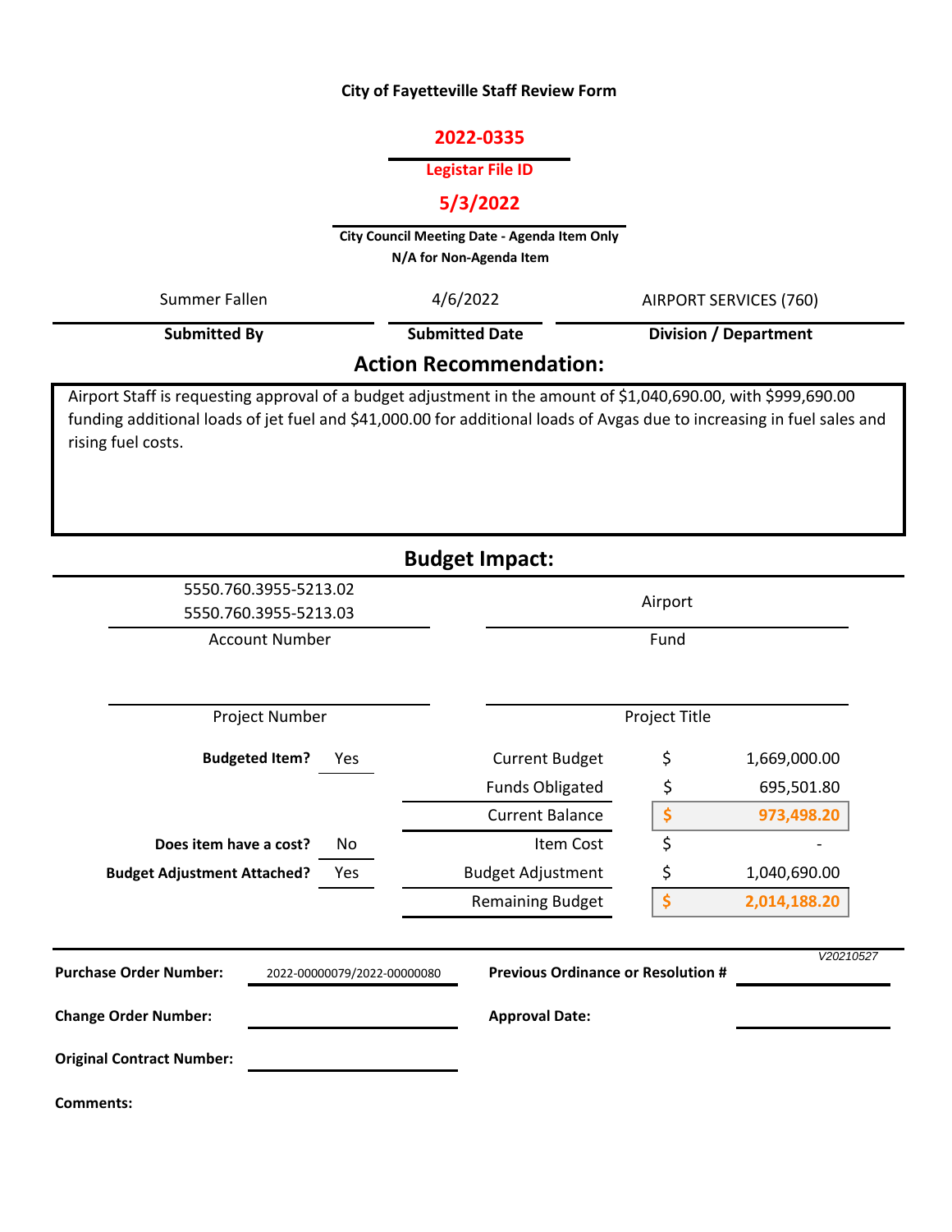# City of Fayetteville Staff Review Form

**2022-0335**

**Legistar File ID**

**5/3/2022**

**City Council Meeting Date - Agenda Item Only**
**N/A for Non-Agenda Item**

| Submitted By | Submitted Date | Division / Department |
|---|---|---|
| Summer Fallen | 4/6/2022 | AIRPORT SERVICES (760) |

## Action Recommendation:

Airport Staff is requesting approval of a budget adjustment in the amount of $1,040,690.00, with $999,690.00 funding additional loads of jet fuel and $41,000.00 for additional loads of Avgas due to increasing in fuel sales and rising fuel costs.

## Budget Impact:

| Account Number | Fund |
|---|---|
| 5550.760.3955-5213.02<br>5550.760.3955-5213.03 | Airport |

| Project Number | Project Title |
|---|---|
| | |

| | | | |
|---|---|---|---|
| **Budgeted Item?** | Yes | Current Budget | $ 1,669,000.00 |
| | | Funds Obligated | $ 695,501.80 |
| | | Current Balance | **$ 973,498.20** |
| **Does item have a cost?** | No | Item Cost | $ - |
| **Budget Adjustment Attached?** | Yes | Budget Adjustment | $ 1,040,690.00 |
| | | Remaining Budget | **$ 2,014,188.20** |

*V20210527*

| | | | |
|---|---|---|---|
| **Purchase Order Number:** | 2022-00000079/2022-00000080 | **Previous Ordinance or Resolution #** | |
| **Change Order Number:** | | **Approval Date:** | |
| **Original Contract Number:** | | | |

**Comments:**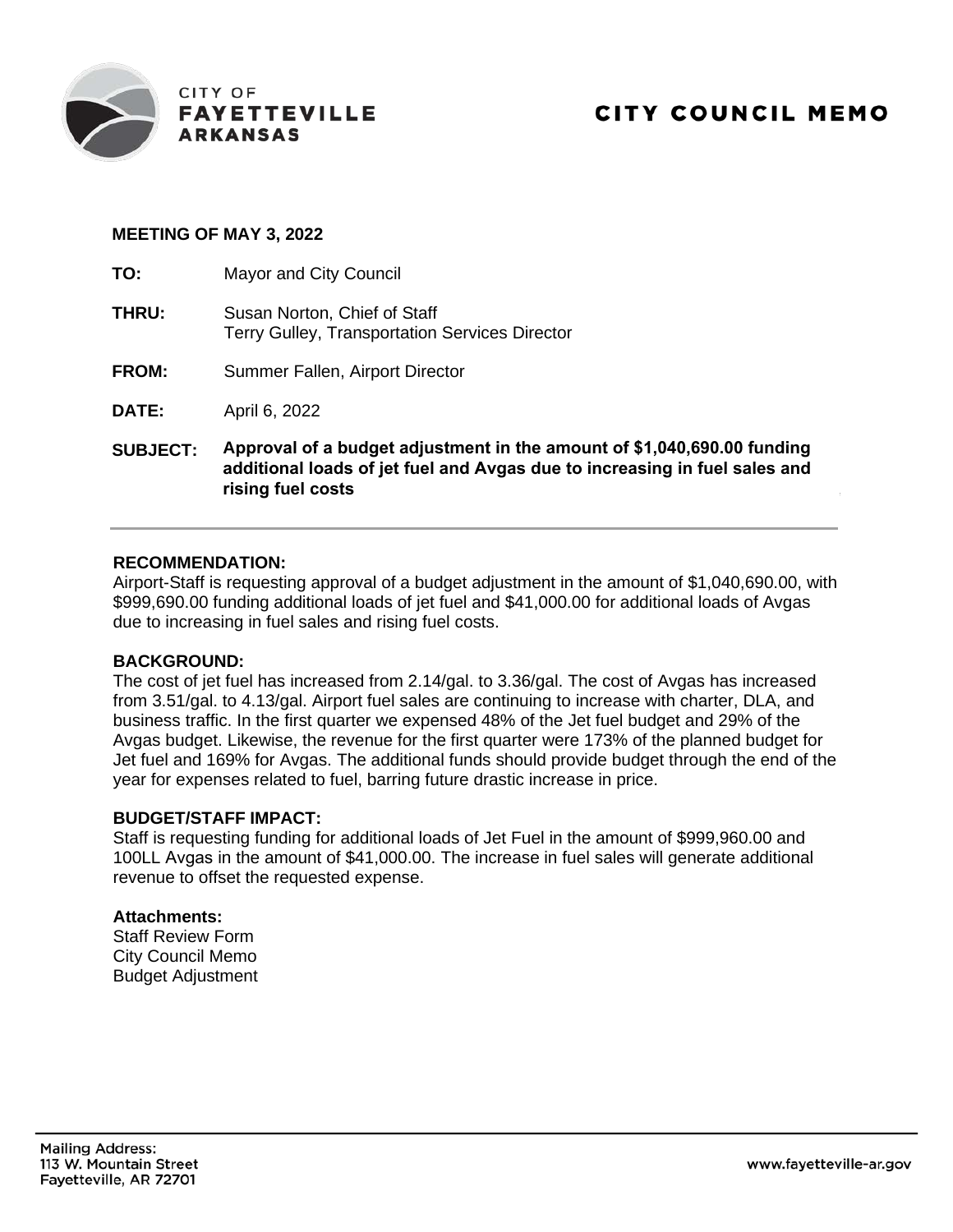CITY OF
**FAYETTEVILLE**
**ARKANSAS**

# CITY COUNCIL MEMO

**MEETING OF MAY 3, 2022**

**TO:** Mayor and City Council

**THRU:** Susan Norton, Chief of Staff
Terry Gulley, Transportation Services Director

**FROM:** Summer Fallen, Airport Director

**DATE:** April 6, 2022

**SUBJECT:** **Approval of a budget adjustment in the amount of $1,040,690.00 funding additional loads of jet fuel and Avgas due to increasing in fuel sales and rising fuel costs**

---

**RECOMMENDATION:**
Airport-Staff is requesting approval of a budget adjustment in the amount of $1,040,690.00, with $999,690.00 funding additional loads of jet fuel and $41,000.00 for additional loads of Avgas due to increasing in fuel sales and rising fuel costs.

**BACKGROUND:**
The cost of jet fuel has increased from 2.14/gal. to 3.36/gal. The cost of Avgas has increased from 3.51/gal. to 4.13/gal. Airport fuel sales are continuing to increase with charter, DLA, and business traffic. In the first quarter we expensed 48% of the Jet fuel budget and 29% of the Avgas budget. Likewise, the revenue for the first quarter were 173% of the planned budget for Jet fuel and 169% for Avgas. The additional funds should provide budget through the end of the year for expenses related to fuel, barring future drastic increase in price.

**BUDGET/STAFF IMPACT:**
Staff is requesting funding for additional loads of Jet Fuel in the amount of $999,960.00 and 100LL Avgas in the amount of $41,000.00. The increase in fuel sales will generate additional revenue to offset the requested expense.

**Attachments:**
Staff Review Form
City Council Memo
Budget Adjustment

Mailing Address:
113 W. Mountain Street
Fayetteville, AR 72701

www.fayetteville-ar.gov